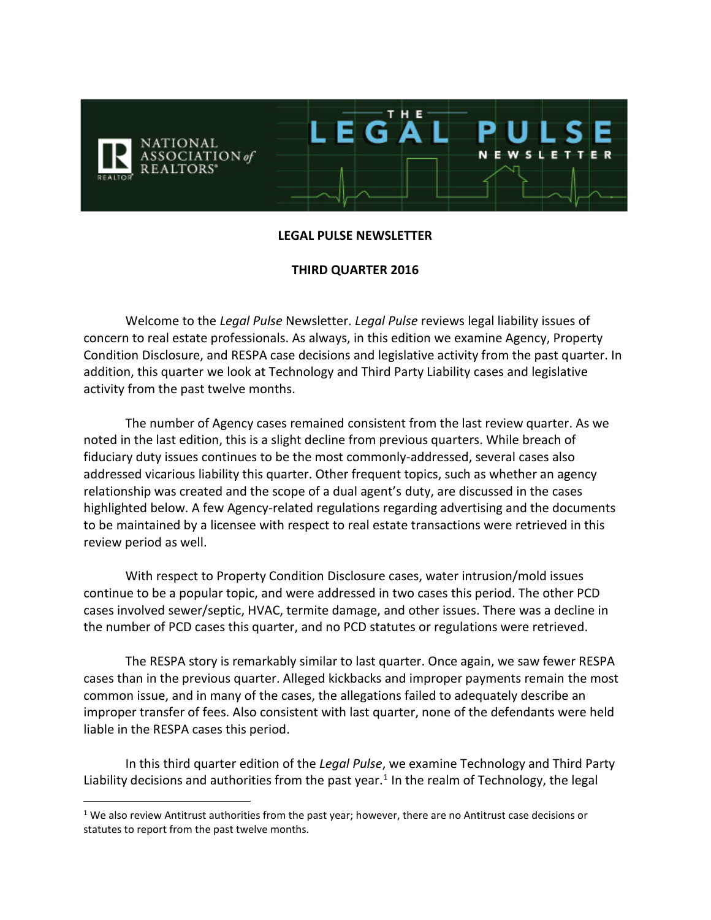**LEGAL PULSE NEWSLETTER**

**THIRD QUARTER 2016**

Welcome to the *Legal Pulse* Newsletter. *Legal Pulse* reviews legal liability issues of concern to real estate professionals. As always, in this edition we examine Agency, Property Condition Disclosure, and RESPA case decisions and legislative activity from the past quarter. In addition, this quarter we look at Technology and Third Party Liability cases and legislative activity from the past twelve months.

The number of Agency cases remained consistent from the last review quarter. As we noted in the last edition, this is a slight decline from previous quarters. While breach of fiduciary duty issues continues to be the most commonly-addressed, several cases also addressed vicarious liability this quarter. Other frequent topics, such as whether an agency relationship was created and the scope of a dual agent's duty, are discussed in the cases highlighted below. A few Agency-related regulations regarding advertising and the documents to be maintained by a licensee with respect to real estate transactions were retrieved in this review period as well.

With respect to Property Condition Disclosure cases, water intrusion/mold issues continue to be a popular topic, and were addressed in two cases this period. The other PCD cases involved sewer/septic, HVAC, termite damage, and other issues. There was a decline in the number of PCD cases this quarter, and no PCD statutes or regulations were retrieved.

The RESPA story is remarkably similar to last quarter. Once again, we saw fewer RESPA cases than in the previous quarter. Alleged kickbacks and improper payments remain the most common issue, and in many of the cases, the allegations failed to adequately describe an improper transfer of fees. Also consistent with last quarter, none of the defendants were held liable in the RESPA cases this period.

In this third quarter edition of the *Legal Pulse*, we examine Technology and Third Party Liability decisions and authorities from the past year.[1] In the realm of Technology, the legal

[1] We also review Antitrust authorities from the past year; however, there are no Antitrust case decisions or statutes to report from the past twelve months.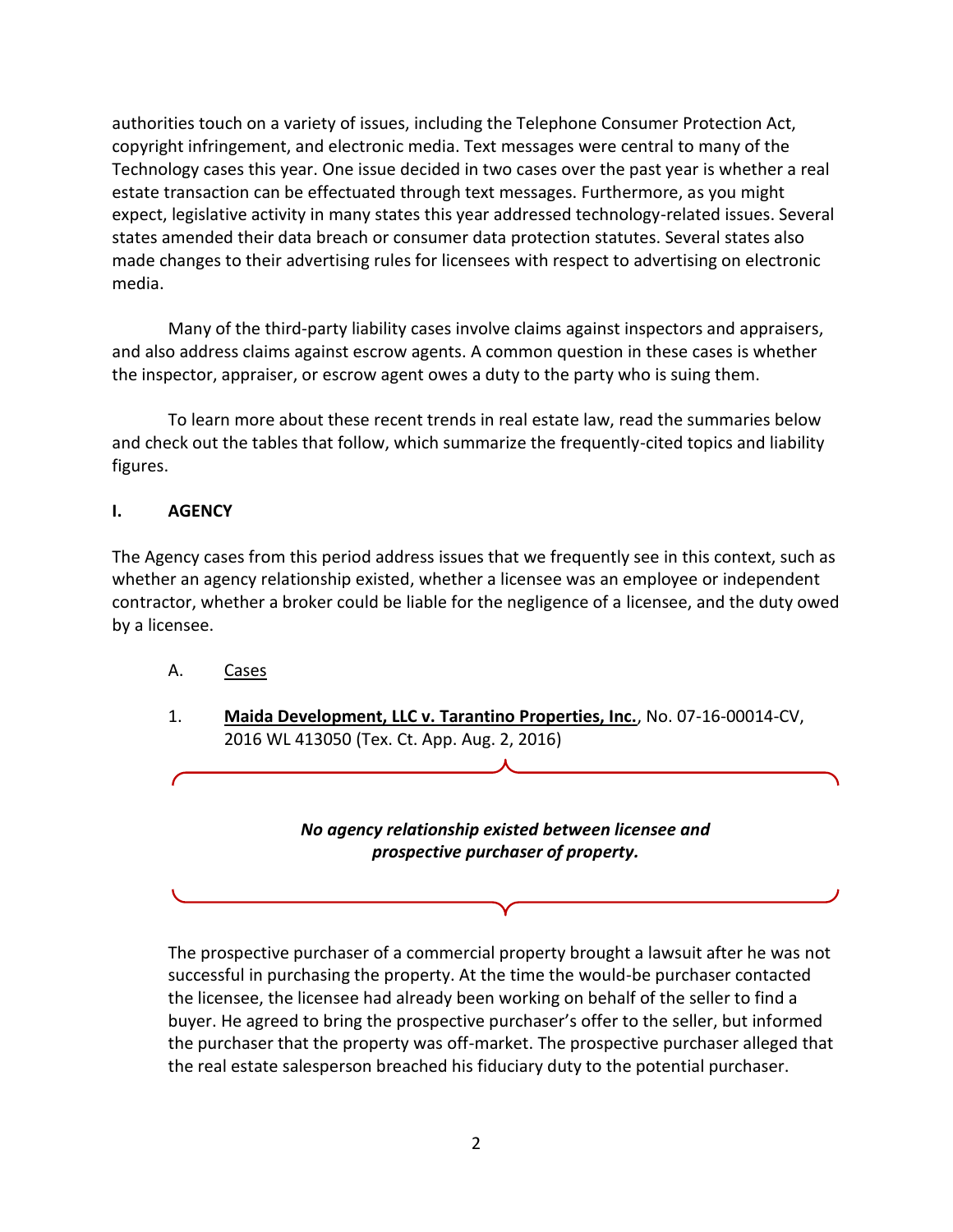authorities touch on a variety of issues, including the Telephone Consumer Protection Act, copyright infringement, and electronic media. Text messages were central to many of the Technology cases this year. One issue decided in two cases over the past year is whether a real estate transaction can be effectuated through text messages. Furthermore, as you might expect, legislative activity in many states this year addressed technology-related issues. Several states amended their data breach or consumer data protection statutes. Several states also made changes to their advertising rules for licensees with respect to advertising on electronic media.

Many of the third-party liability cases involve claims against inspectors and appraisers, and also address claims against escrow agents. A common question in these cases is whether the inspector, appraiser, or escrow agent owes a duty to the party who is suing them.

To learn more about these recent trends in real estate law, read the summaries below and check out the tables that follow, which summarize the frequently-cited topics and liability figures.

## I. AGENCY

The Agency cases from this period address issues that we frequently see in this context, such as whether an agency relationship existed, whether a licensee was an employee or independent contractor, whether a broker could be liable for the negligence of a licensee, and the duty owed by a licensee.

### A. Cases

1. **Maida Development, LLC v. Tarantino Properties, Inc.**, No. 07-16-00014-CV, 2016 WL 413050 (Tex. Ct. App. Aug. 2, 2016)

***No agency relationship existed between licensee and prospective purchaser of property.***

The prospective purchaser of a commercial property brought a lawsuit after he was not successful in purchasing the property. At the time the would-be purchaser contacted the licensee, the licensee had already been working on behalf of the seller to find a buyer. He agreed to bring the prospective purchaser's offer to the seller, but informed the purchaser that the property was off-market. The prospective purchaser alleged that the real estate salesperson breached his fiduciary duty to the potential purchaser.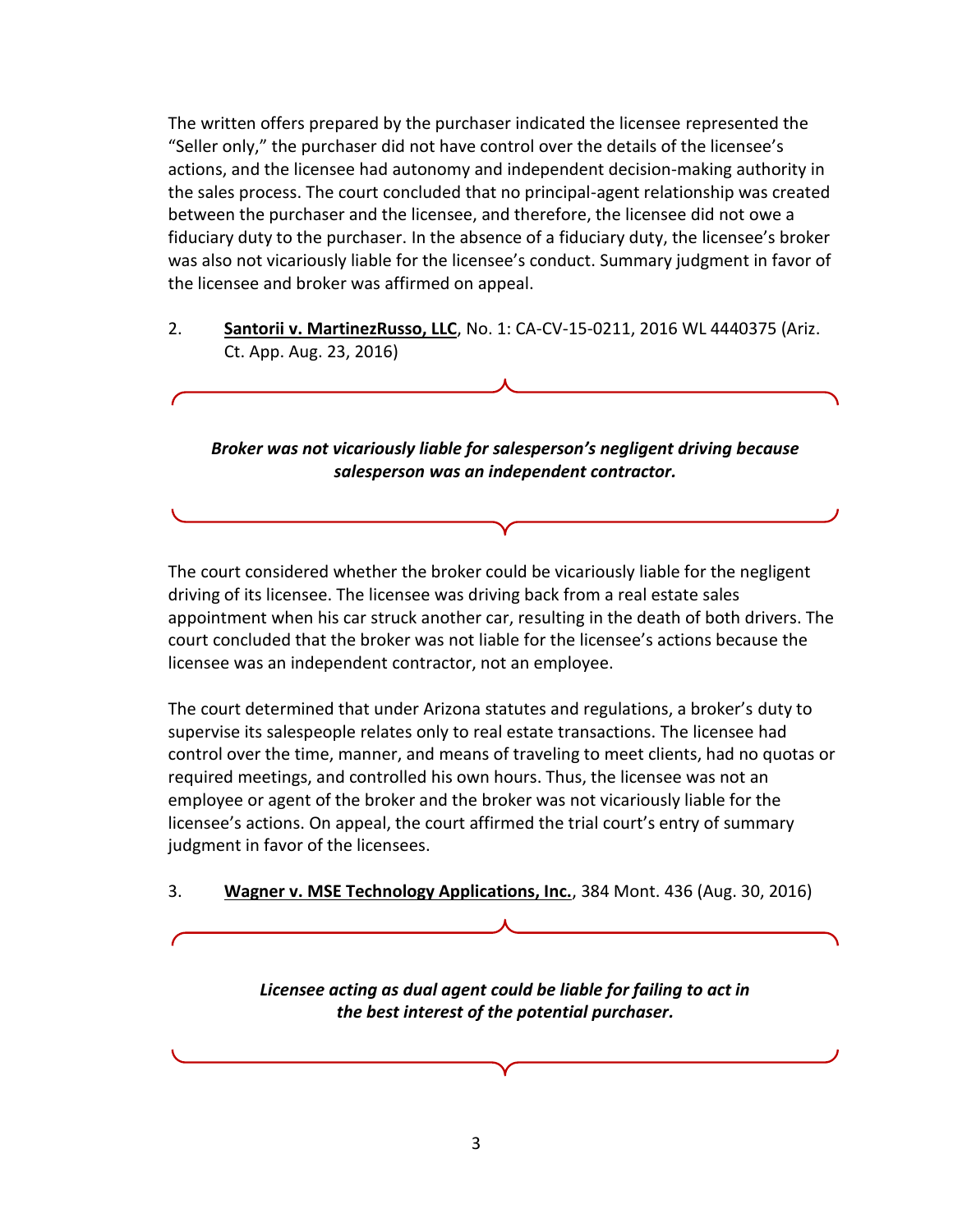The written offers prepared by the purchaser indicated the licensee represented the "Seller only," the purchaser did not have control over the details of the licensee's actions, and the licensee had autonomy and independent decision-making authority in the sales process. The court concluded that no principal-agent relationship was created between the purchaser and the licensee, and therefore, the licensee did not owe a fiduciary duty to the purchaser. In the absence of a fiduciary duty, the licensee's broker was also not vicariously liable for the licensee's conduct. Summary judgment in favor of the licensee and broker was affirmed on appeal.

2. **Santorii v. MartinezRusso, LLC**, No. 1: CA-CV-15-0211, 2016 WL 4440375 (Ariz. Ct. App. Aug. 23, 2016)

***Broker was not vicariously liable for salesperson's negligent driving because salesperson was an independent contractor.***

The court considered whether the broker could be vicariously liable for the negligent driving of its licensee. The licensee was driving back from a real estate sales appointment when his car struck another car, resulting in the death of both drivers. The court concluded that the broker was not liable for the licensee's actions because the licensee was an independent contractor, not an employee.

The court determined that under Arizona statutes and regulations, a broker's duty to supervise its salespeople relates only to real estate transactions. The licensee had control over the time, manner, and means of traveling to meet clients, had no quotas or required meetings, and controlled his own hours. Thus, the licensee was not an employee or agent of the broker and the broker was not vicariously liable for the licensee's actions. On appeal, the court affirmed the trial court's entry of summary judgment in favor of the licensees.

3. **Wagner v. MSE Technology Applications, Inc.**, 384 Mont. 436 (Aug. 30, 2016)

***Licensee acting as dual agent could be liable for failing to act in the best interest of the potential purchaser.***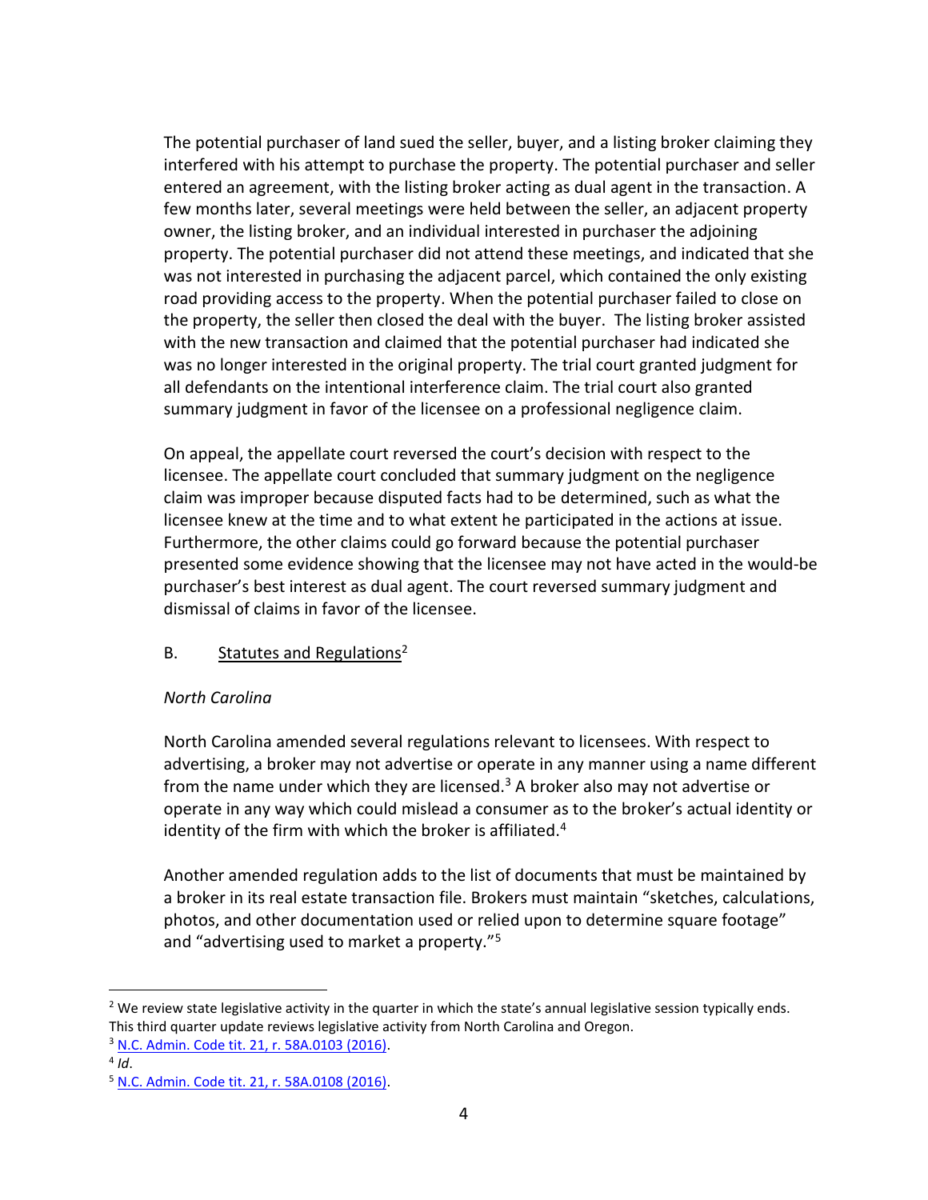The potential purchaser of land sued the seller, buyer, and a listing broker claiming they interfered with his attempt to purchase the property. The potential purchaser and seller entered an agreement, with the listing broker acting as dual agent in the transaction. A few months later, several meetings were held between the seller, an adjacent property owner, the listing broker, and an individual interested in purchaser the adjoining property. The potential purchaser did not attend these meetings, and indicated that she was not interested in purchasing the adjacent parcel, which contained the only existing road providing access to the property. When the potential purchaser failed to close on the property, the seller then closed the deal with the buyer. The listing broker assisted with the new transaction and claimed that the potential purchaser had indicated she was no longer interested in the original property. The trial court granted judgment for all defendants on the intentional interference claim. The trial court also granted summary judgment in favor of the licensee on a professional negligence claim.

On appeal, the appellate court reversed the court's decision with respect to the licensee. The appellate court concluded that summary judgment on the negligence claim was improper because disputed facts had to be determined, such as what the licensee knew at the time and to what extent he participated in the actions at issue. Furthermore, the other claims could go forward because the potential purchaser presented some evidence showing that the licensee may not have acted in the would-be purchaser's best interest as dual agent. The court reversed summary judgment and dismissal of claims in favor of the licensee.

B. Statutes and Regulations[2]

*North Carolina*

North Carolina amended several regulations relevant to licensees. With respect to advertising, a broker may not advertise or operate in any manner using a name different from the name under which they are licensed.[3] A broker also may not advertise or operate in any way which could mislead a consumer as to the broker's actual identity or identity of the firm with which the broker is affiliated.[4]

Another amended regulation adds to the list of documents that must be maintained by a broker in its real estate transaction file. Brokers must maintain "sketches, calculations, photos, and other documentation used or relied upon to determine square footage" and "advertising used to market a property."[5]

---

[2] We review state legislative activity in the quarter in which the state's annual legislative session typically ends. This third quarter update reviews legislative activity from North Carolina and Oregon.

[3] N.C. Admin. Code tit. 21, r. 58A.0103 (2016).

[4] *Id*.

[5] N.C. Admin. Code tit. 21, r. 58A.0108 (2016).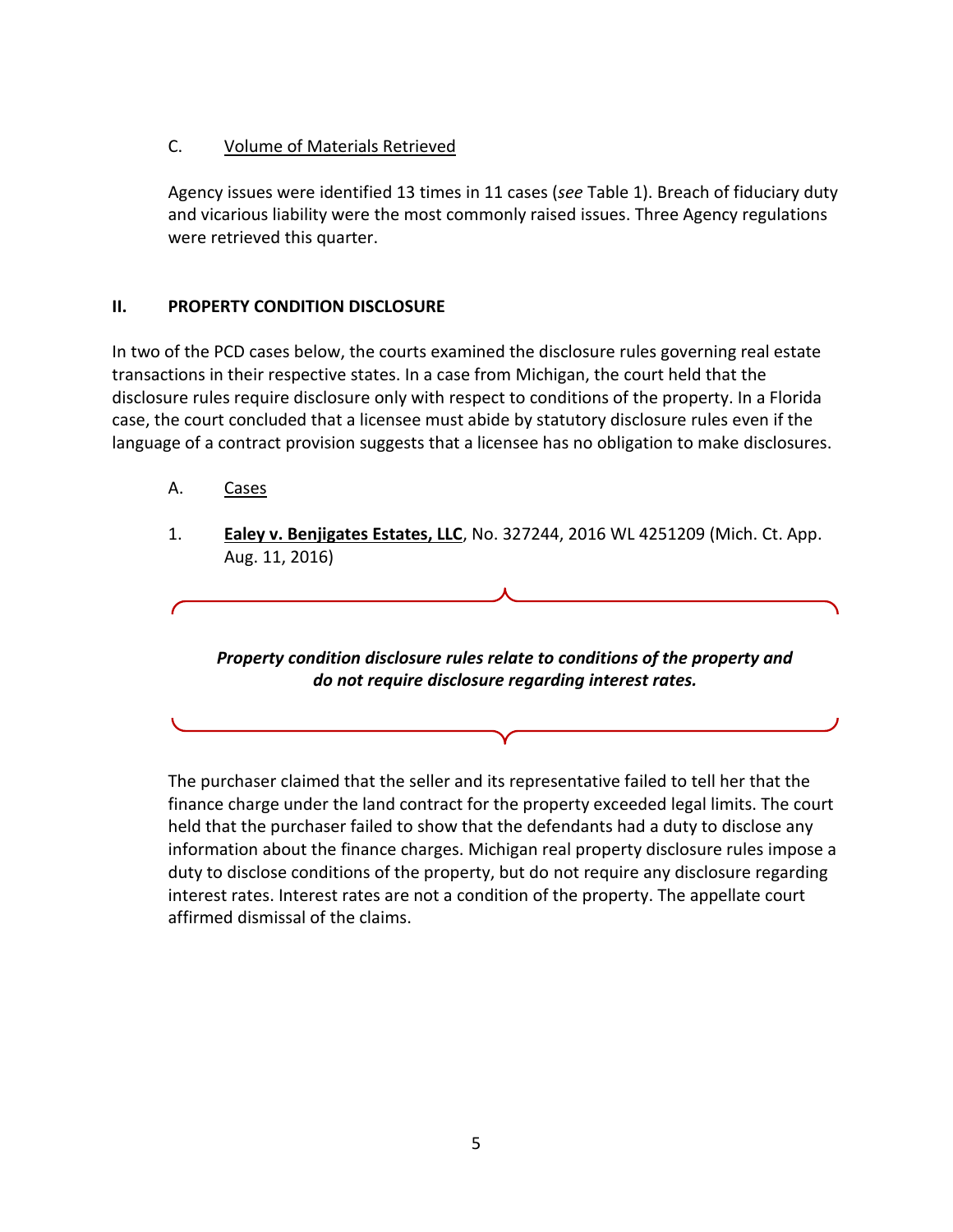### C. Volume of Materials Retrieved

Agency issues were identified 13 times in 11 cases (*see* Table 1). Breach of fiduciary duty and vicarious liability were the most commonly raised issues. Three Agency regulations were retrieved this quarter.

## II. PROPERTY CONDITION DISCLOSURE

In two of the PCD cases below, the courts examined the disclosure rules governing real estate transactions in their respective states. In a case from Michigan, the court held that the disclosure rules require disclosure only with respect to conditions of the property. In a Florida case, the court concluded that a licensee must abide by statutory disclosure rules even if the language of a contract provision suggests that a licensee has no obligation to make disclosures.

### A. Cases

1. **Ealey v. Benjigates Estates, LLC**, No. 327244, 2016 WL 4251209 (Mich. Ct. App. Aug. 11, 2016)

***Property condition disclosure rules relate to conditions of the property and do not require disclosure regarding interest rates.***

The purchaser claimed that the seller and its representative failed to tell her that the finance charge under the land contract for the property exceeded legal limits. The court held that the purchaser failed to show that the defendants had a duty to disclose any information about the finance charges. Michigan real property disclosure rules impose a duty to disclose conditions of the property, but do not require any disclosure regarding interest rates. Interest rates are not a condition of the property. The appellate court affirmed dismissal of the claims.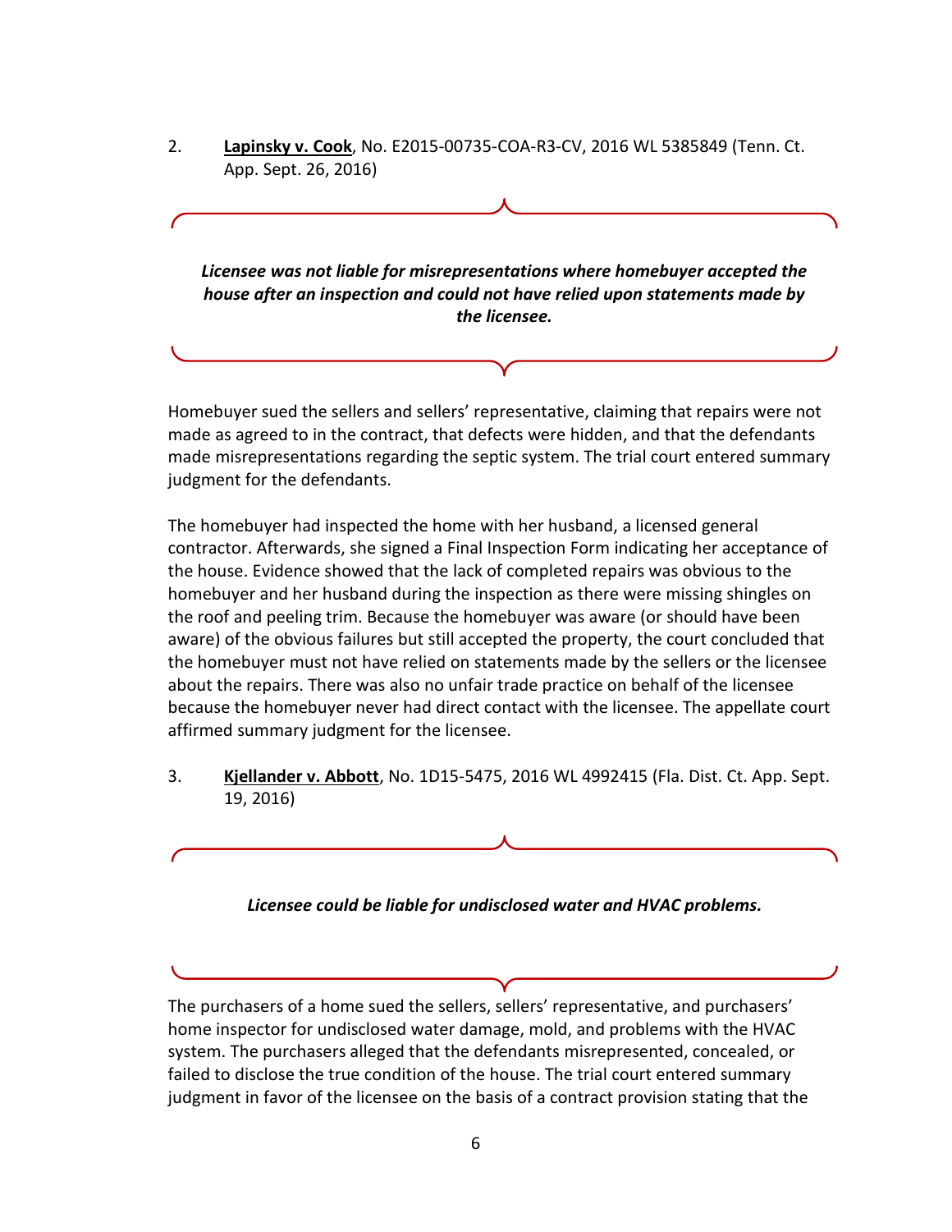2. **<u>Lapinsky v. Cook</u>**, No. E2015-00735-COA-R3-CV, 2016 WL 5385849 (Tenn. Ct. App. Sept. 26, 2016)

***Licensee was not liable for misrepresentations where homebuyer accepted the house after an inspection and could not have relied upon statements made by the licensee.***

Homebuyer sued the sellers and sellers' representative, claiming that repairs were not made as agreed to in the contract, that defects were hidden, and that the defendants made misrepresentations regarding the septic system. The trial court entered summary judgment for the defendants.

The homebuyer had inspected the home with her husband, a licensed general contractor. Afterwards, she signed a Final Inspection Form indicating her acceptance of the house. Evidence showed that the lack of completed repairs was obvious to the homebuyer and her husband during the inspection as there were missing shingles on the roof and peeling trim. Because the homebuyer was aware (or should have been aware) of the obvious failures but still accepted the property, the court concluded that the homebuyer must not have relied on statements made by the sellers or the licensee about the repairs. There was also no unfair trade practice on behalf of the licensee because the homebuyer never had direct contact with the licensee. The appellate court affirmed summary judgment for the licensee.

3. **<u>Kjellander v. Abbott</u>**, No. 1D15-5475, 2016 WL 4992415 (Fla. Dist. Ct. App. Sept. 19, 2016)

***Licensee could be liable for undisclosed water and HVAC problems.***

The purchasers of a home sued the sellers, sellers' representative, and purchasers' home inspector for undisclosed water damage, mold, and problems with the HVAC system. The purchasers alleged that the defendants misrepresented, concealed, or failed to disclose the true condition of the house. The trial court entered summary judgment in favor of the licensee on the basis of a contract provision stating that the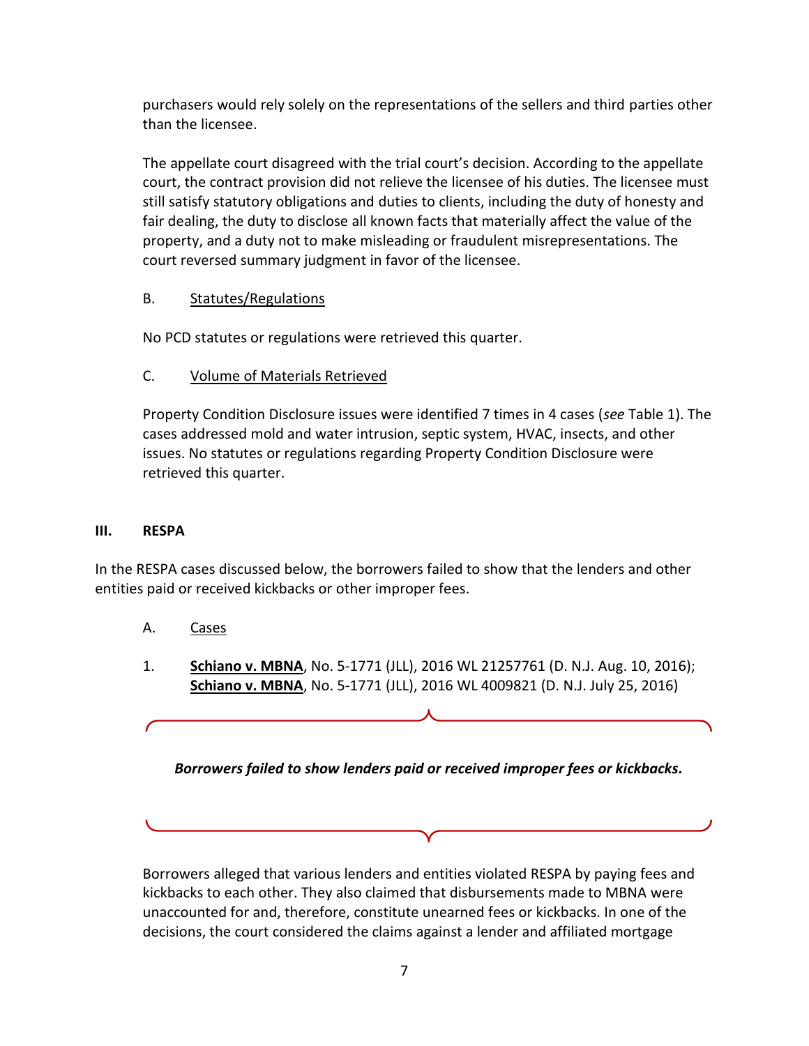purchasers would rely solely on the representations of the sellers and third parties other than the licensee.

The appellate court disagreed with the trial court's decision. According to the appellate court, the contract provision did not relieve the licensee of his duties. The licensee must still satisfy statutory obligations and duties to clients, including the duty of honesty and fair dealing, the duty to disclose all known facts that materially affect the value of the property, and a duty not to make misleading or fraudulent misrepresentations. The court reversed summary judgment in favor of the licensee.

### B. Statutes/Regulations

No PCD statutes or regulations were retrieved this quarter.

### C. Volume of Materials Retrieved

Property Condition Disclosure issues were identified 7 times in 4 cases (*see* Table 1). The cases addressed mold and water intrusion, septic system, HVAC, insects, and other issues. No statutes or regulations regarding Property Condition Disclosure were retrieved this quarter.

## III. RESPA

In the RESPA cases discussed below, the borrowers failed to show that the lenders and other entities paid or received kickbacks or other improper fees.

### A. Cases

1. **Schiano v. MBNA**, No. 5-1771 (JLL), 2016 WL 21257761 (D. N.J. Aug. 10, 2016); **Schiano v. MBNA**, No. 5-1771 (JLL), 2016 WL 4009821 (D. N.J. July 25, 2016)

***Borrowers failed to show lenders paid or received improper fees or kickbacks.***

Borrowers alleged that various lenders and entities violated RESPA by paying fees and kickbacks to each other. They also claimed that disbursements made to MBNA were unaccounted for and, therefore, constitute unearned fees or kickbacks. In one of the decisions, the court considered the claims against a lender and affiliated mortgage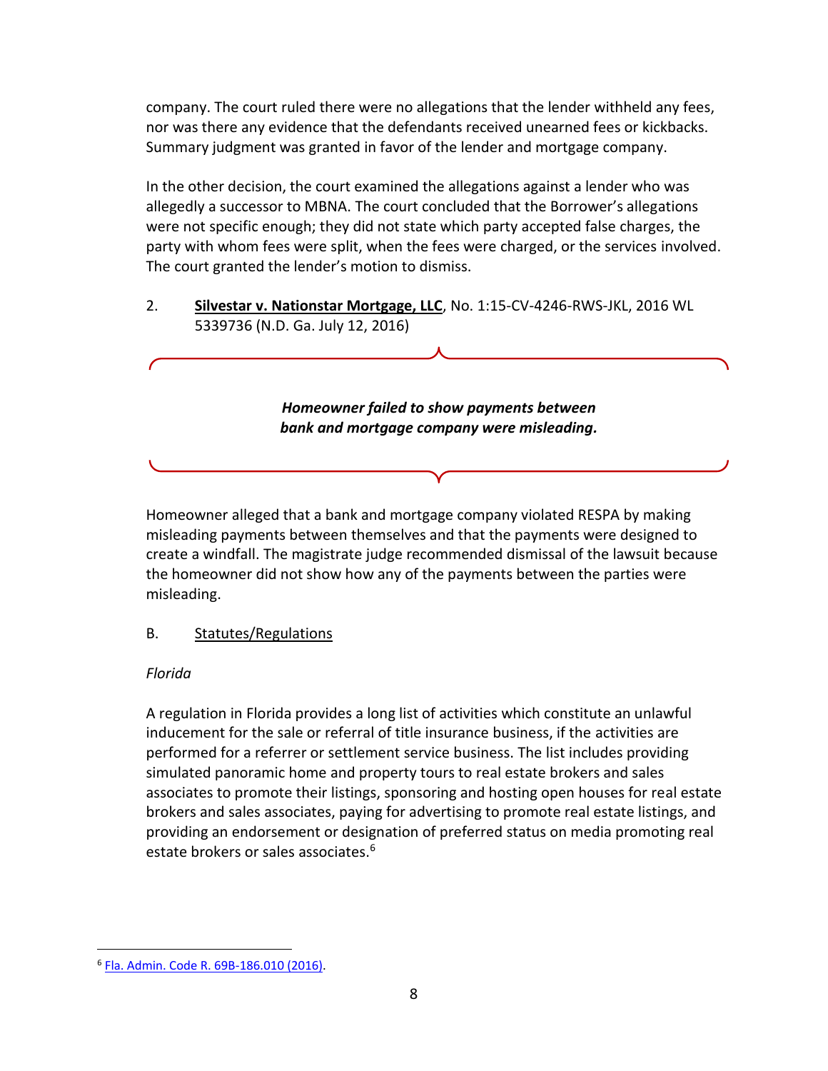company. The court ruled there were no allegations that the lender withheld any fees, nor was there any evidence that the defendants received unearned fees or kickbacks. Summary judgment was granted in favor of the lender and mortgage company.

In the other decision, the court examined the allegations against a lender who was allegedly a successor to MBNA. The court concluded that the Borrower's allegations were not specific enough; they did not state which party accepted false charges, the party with whom fees were split, when the fees were charged, or the services involved. The court granted the lender's motion to dismiss.

2. **Silvestar v. Nationstar Mortgage, LLC**, No. 1:15-CV-4246-RWS-JKL, 2016 WL 5339736 (N.D. Ga. July 12, 2016)

***Homeowner failed to show payments between bank and mortgage company were misleading.***

Homeowner alleged that a bank and mortgage company violated RESPA by making misleading payments between themselves and that the payments were designed to create a windfall. The magistrate judge recommended dismissal of the lawsuit because the homeowner did not show how any of the payments between the parties were misleading.

B. Statutes/Regulations

*Florida*

A regulation in Florida provides a long list of activities which constitute an unlawful inducement for the sale or referral of title insurance business, if the activities are performed for a referrer or settlement service business. The list includes providing simulated panoramic home and property tours to real estate brokers and sales associates to promote their listings, sponsoring and hosting open houses for real estate brokers and sales associates, paying for advertising to promote real estate listings, and providing an endorsement or designation of preferred status on media promoting real estate brokers or sales associates.[6]

[6] Fla. Admin. Code R. 69B-186.010 (2016).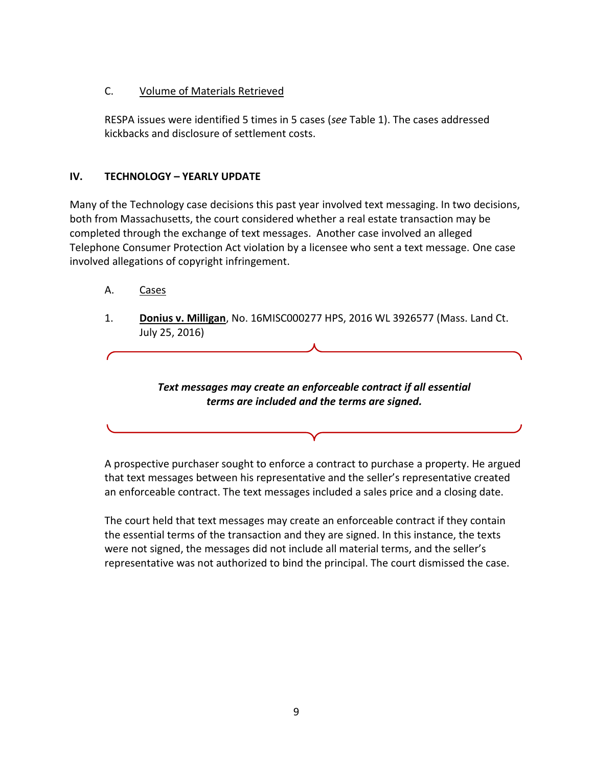C. Volume of Materials Retrieved

RESPA issues were identified 5 times in 5 cases (*see* Table 1). The cases addressed kickbacks and disclosure of settlement costs.

## IV. TECHNOLOGY – YEARLY UPDATE

Many of the Technology case decisions this past year involved text messaging. In two decisions, both from Massachusetts, the court considered whether a real estate transaction may be completed through the exchange of text messages. Another case involved an alleged Telephone Consumer Protection Act violation by a licensee who sent a text message. One case involved allegations of copyright infringement.

A. Cases

1. **Donius v. Milligan**, No. 16MISC000277 HPS, 2016 WL 3926577 (Mass. Land Ct. July 25, 2016)

***Text messages may create an enforceable contract if all essential terms are included and the terms are signed.***

A prospective purchaser sought to enforce a contract to purchase a property. He argued that text messages between his representative and the seller's representative created an enforceable contract. The text messages included a sales price and a closing date.

The court held that text messages may create an enforceable contract if they contain the essential terms of the transaction and they are signed. In this instance, the texts were not signed, the messages did not include all material terms, and the seller's representative was not authorized to bind the principal. The court dismissed the case.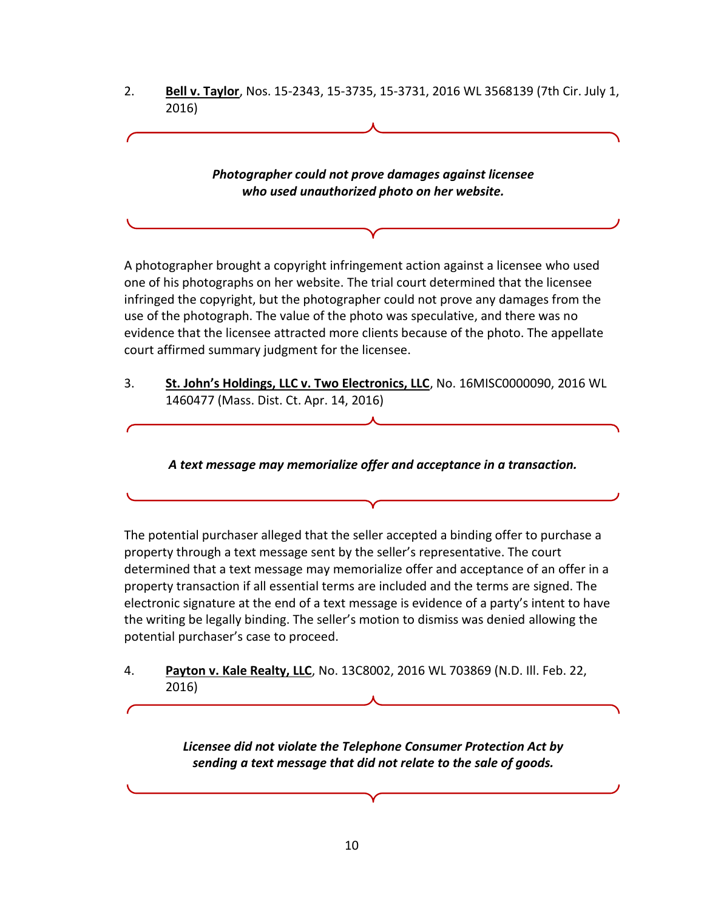2. **Bell v. Taylor**, Nos. 15-2343, 15-3735, 15-3731, 2016 WL 3568139 (7th Cir. July 1, 2016)

***Photographer could not prove damages against licensee who used unauthorized photo on her website.***

A photographer brought a copyright infringement action against a licensee who used one of his photographs on her website. The trial court determined that the licensee infringed the copyright, but the photographer could not prove any damages from the use of the photograph. The value of the photo was speculative, and there was no evidence that the licensee attracted more clients because of the photo. The appellate court affirmed summary judgment for the licensee.

3. **St. John's Holdings, LLC v. Two Electronics, LLC**, No. 16MISC0000090, 2016 WL 1460477 (Mass. Dist. Ct. Apr. 14, 2016)

***A text message may memorialize offer and acceptance in a transaction.***

The potential purchaser alleged that the seller accepted a binding offer to purchase a property through a text message sent by the seller's representative. The court determined that a text message may memorialize offer and acceptance of an offer in a property transaction if all essential terms are included and the terms are signed. The electronic signature at the end of a text message is evidence of a party's intent to have the writing be legally binding. The seller's motion to dismiss was denied allowing the potential purchaser's case to proceed.

4. **Payton v. Kale Realty, LLC**, No. 13C8002, 2016 WL 703869 (N.D. Ill. Feb. 22, 2016)

***Licensee did not violate the Telephone Consumer Protection Act by sending a text message that did not relate to the sale of goods.***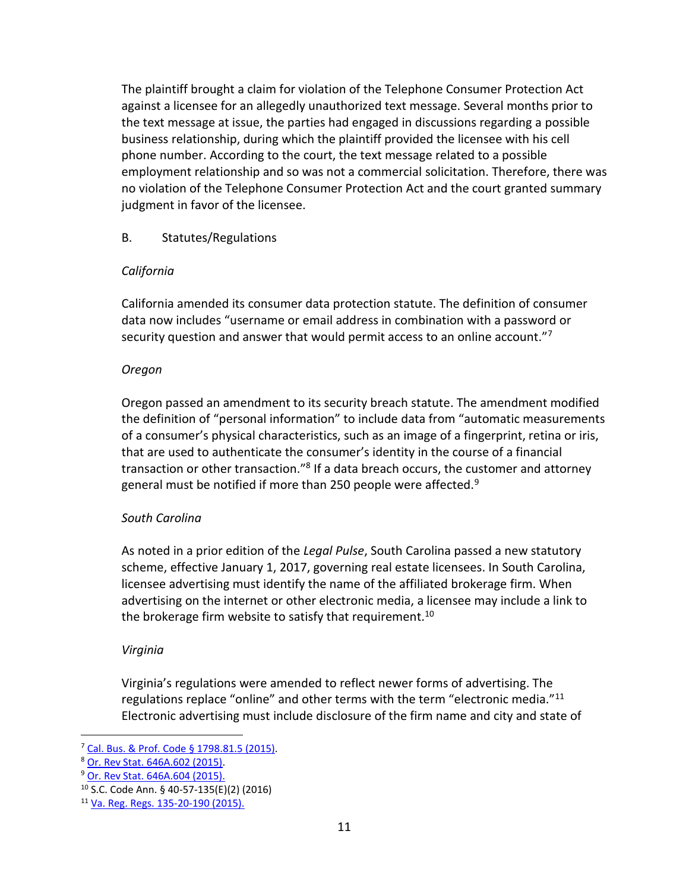The plaintiff brought a claim for violation of the Telephone Consumer Protection Act against a licensee for an allegedly unauthorized text message. Several months prior to the text message at issue, the parties had engaged in discussions regarding a possible business relationship, during which the plaintiff provided the licensee with his cell phone number. According to the court, the text message related to a possible employment relationship and so was not a commercial solicitation. Therefore, there was no violation of the Telephone Consumer Protection Act and the court granted summary judgment in favor of the licensee.

### B. Statutes/Regulations

*California*

California amended its consumer data protection statute. The definition of consumer data now includes "username or email address in combination with a password or security question and answer that would permit access to an online account."[7]

*Oregon*

Oregon passed an amendment to its security breach statute. The amendment modified the definition of "personal information" to include data from "automatic measurements of a consumer's physical characteristics, such as an image of a fingerprint, retina or iris, that are used to authenticate the consumer's identity in the course of a financial transaction or other transaction."[8] If a data breach occurs, the customer and attorney general must be notified if more than 250 people were affected.[9]

*South Carolina*

As noted in a prior edition of the *Legal Pulse*, South Carolina passed a new statutory scheme, effective January 1, 2017, governing real estate licensees. In South Carolina, licensee advertising must identify the name of the affiliated brokerage firm. When advertising on the internet or other electronic media, a licensee may include a link to the brokerage firm website to satisfy that requirement.[10]

*Virginia*

Virginia's regulations were amended to reflect newer forms of advertising. The regulations replace "online" and other terms with the term "electronic media."[11] Electronic advertising must include disclosure of the firm name and city and state of

---

[7] Cal. Bus. & Prof. Code § 1798.81.5 (2015).

[8] Or. Rev Stat. 646A.602 (2015).

[9] Or. Rev Stat. 646A.604 (2015).

[10] S.C. Code Ann. § 40-57-135(E)(2) (2016)

[11] Va. Reg. Regs. 135-20-190 (2015).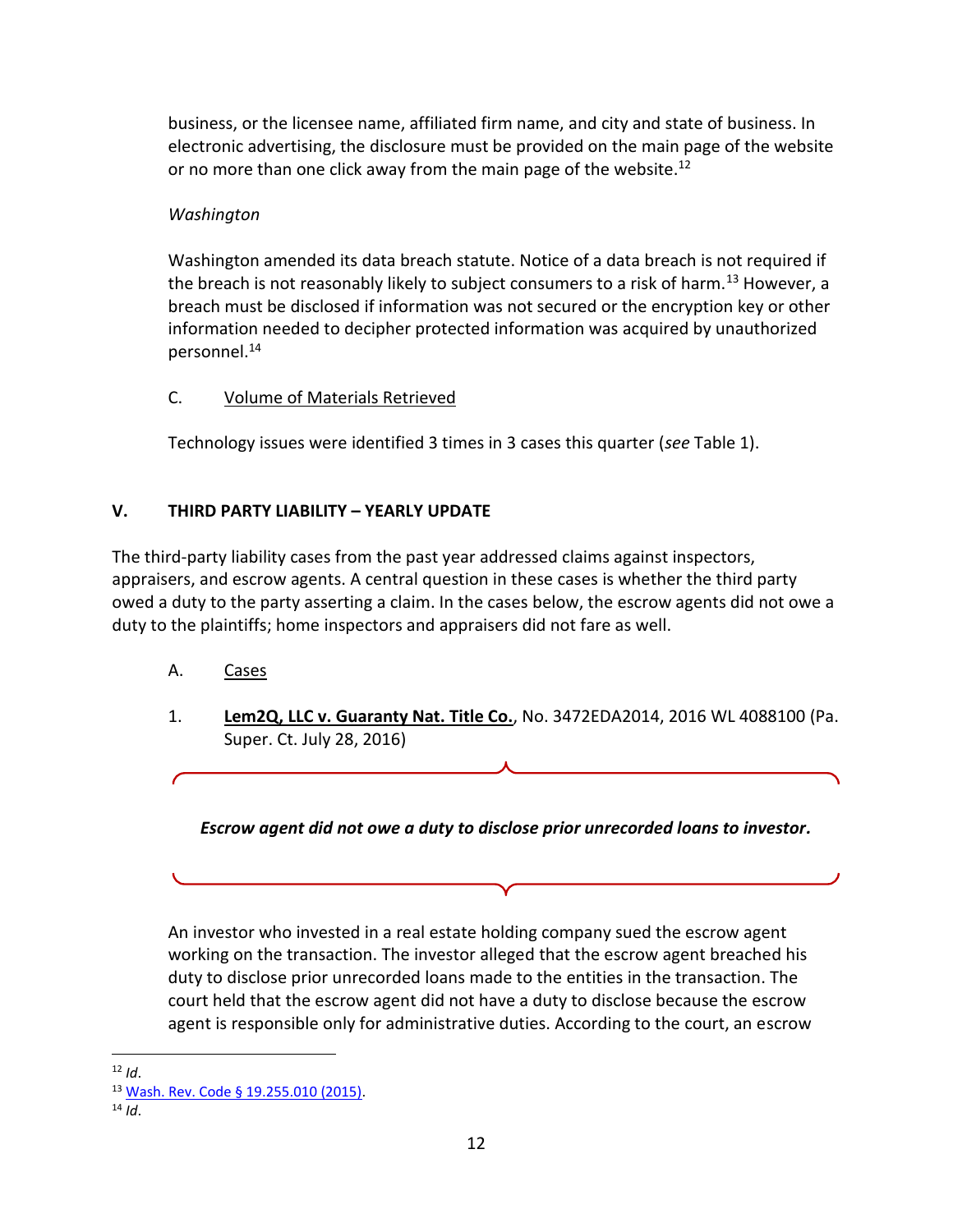business, or the licensee name, affiliated firm name, and city and state of business. In electronic advertising, the disclosure must be provided on the main page of the website or no more than one click away from the main page of the website.[12]

*Washington*

Washington amended its data breach statute. Notice of a data breach is not required if the breach is not reasonably likely to subject consumers to a risk of harm.[13] However, a breach must be disclosed if information was not secured or the encryption key or other information needed to decipher protected information was acquired by unauthorized personnel.[14]

C. Volume of Materials Retrieved

Technology issues were identified 3 times in 3 cases this quarter (*see* Table 1).

## V. THIRD PARTY LIABILITY – YEARLY UPDATE

The third-party liability cases from the past year addressed claims against inspectors, appraisers, and escrow agents. A central question in these cases is whether the third party owed a duty to the party asserting a claim. In the cases below, the escrow agents did not owe a duty to the plaintiffs; home inspectors and appraisers did not fare as well.

A. Cases

1. **Lem2Q, LLC v. Guaranty Nat. Title Co.**, No. 3472EDA2014, 2016 WL 4088100 (Pa. Super. Ct. July 28, 2016)

***Escrow agent did not owe a duty to disclose prior unrecorded loans to investor.***

An investor who invested in a real estate holding company sued the escrow agent working on the transaction. The investor alleged that the escrow agent breached his duty to disclose prior unrecorded loans made to the entities in the transaction. The court held that the escrow agent did not have a duty to disclose because the escrow agent is responsible only for administrative duties. According to the court, an escrow

[12] *Id*.
[13] Wash. Rev. Code § 19.255.010 (2015).
[14] *Id*.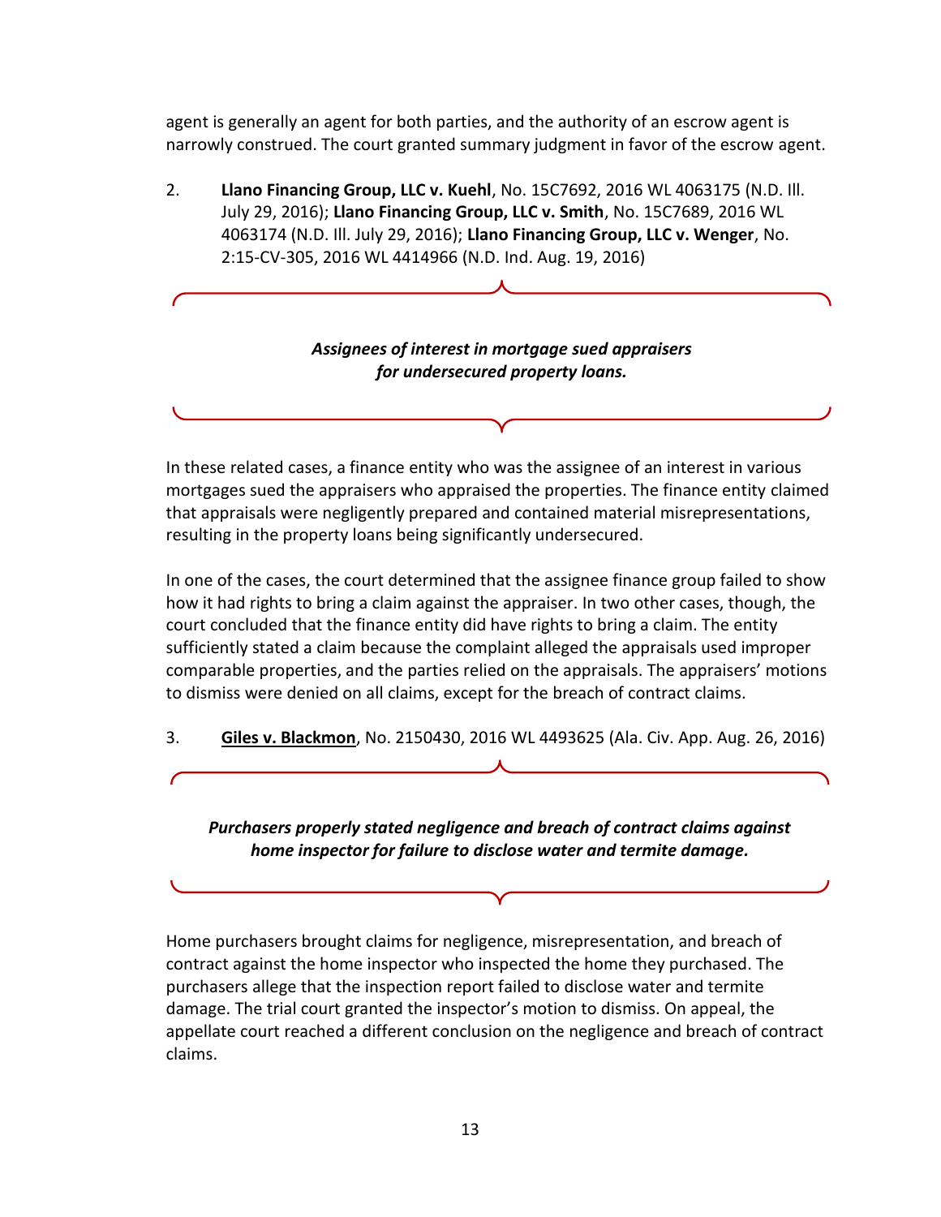agent is generally an agent for both parties, and the authority of an escrow agent is narrowly construed. The court granted summary judgment in favor of the escrow agent.

2. **Llano Financing Group, LLC v. Kuehl**, No. 15C7692, 2016 WL 4063175 (N.D. Ill. July 29, 2016); **Llano Financing Group, LLC v. Smith**, No. 15C7689, 2016 WL 4063174 (N.D. Ill. July 29, 2016); **Llano Financing Group, LLC v. Wenger**, No. 2:15-CV-305, 2016 WL 4414966 (N.D. Ind. Aug. 19, 2016)

***Assignees of interest in mortgage sued appraisers for undersecured property loans.***

In these related cases, a finance entity who was the assignee of an interest in various mortgages sued the appraisers who appraised the properties. The finance entity claimed that appraisals were negligently prepared and contained material misrepresentations, resulting in the property loans being significantly undersecured.

In one of the cases, the court determined that the assignee finance group failed to show how it had rights to bring a claim against the appraiser. In two other cases, though, the court concluded that the finance entity did have rights to bring a claim. The entity sufficiently stated a claim because the complaint alleged the appraisals used improper comparable properties, and the parties relied on the appraisals. The appraisers' motions to dismiss were denied on all claims, except for the breach of contract claims.

3. **Giles v. Blackmon**, No. 2150430, 2016 WL 4493625 (Ala. Civ. App. Aug. 26, 2016)

***Purchasers properly stated negligence and breach of contract claims against home inspector for failure to disclose water and termite damage.***

Home purchasers brought claims for negligence, misrepresentation, and breach of contract against the home inspector who inspected the home they purchased. The purchasers allege that the inspection report failed to disclose water and termite damage. The trial court granted the inspector's motion to dismiss. On appeal, the appellate court reached a different conclusion on the negligence and breach of contract claims.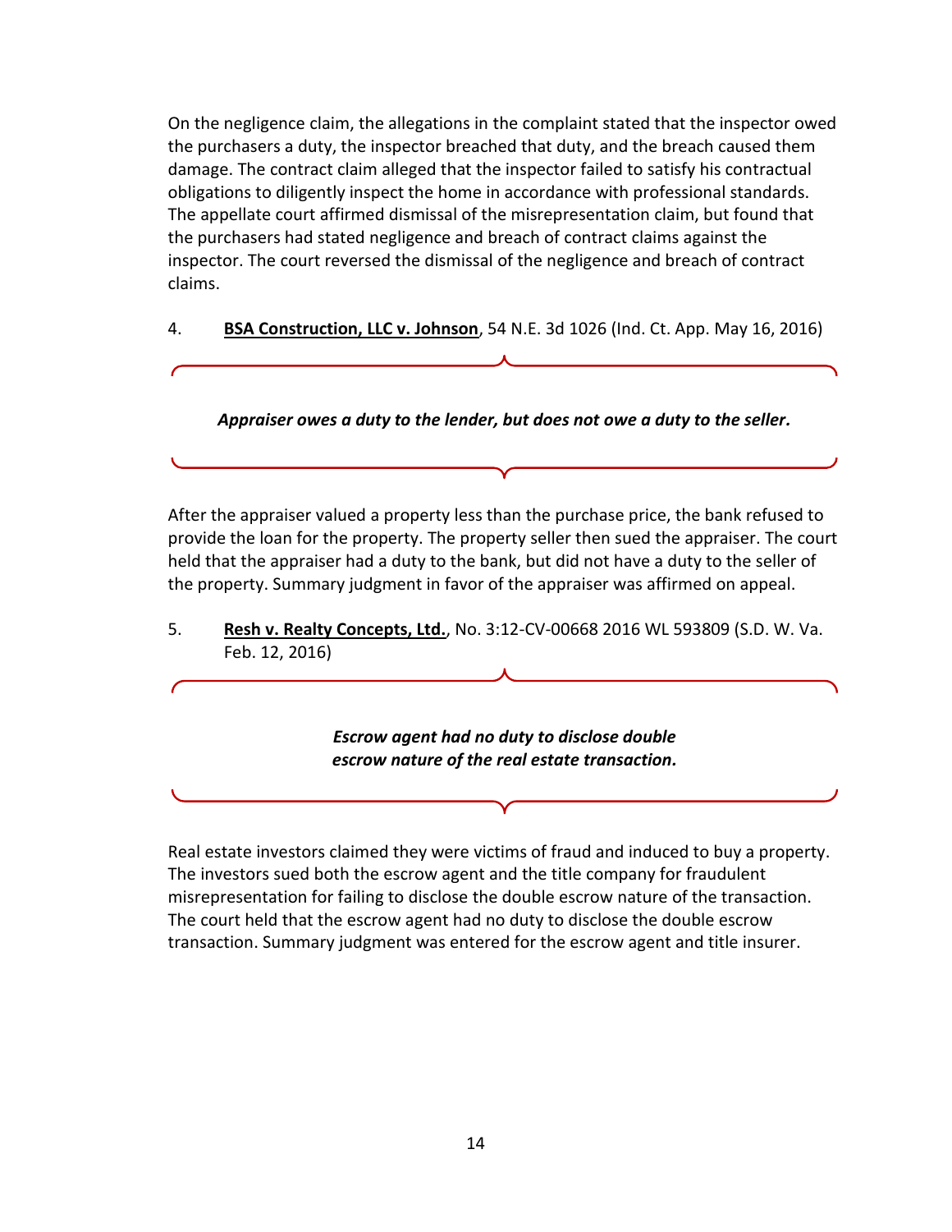On the negligence claim, the allegations in the complaint stated that the inspector owed the purchasers a duty, the inspector breached that duty, and the breach caused them damage. The contract claim alleged that the inspector failed to satisfy his contractual obligations to diligently inspect the home in accordance with professional standards. The appellate court affirmed dismissal of the misrepresentation claim, but found that the purchasers had stated negligence and breach of contract claims against the inspector. The court reversed the dismissal of the negligence and breach of contract claims.

4. **<u>BSA Construction, LLC v. Johnson</u>**, 54 N.E. 3d 1026 (Ind. Ct. App. May 16, 2016)

***Appraiser owes a duty to the lender, but does not owe a duty to the seller.***

After the appraiser valued a property less than the purchase price, the bank refused to provide the loan for the property. The property seller then sued the appraiser. The court held that the appraiser had a duty to the bank, but did not have a duty to the seller of the property. Summary judgment in favor of the appraiser was affirmed on appeal.

5. **<u>Resh v. Realty Concepts, Ltd.</u>**, No. 3:12-CV-00668 2016 WL 593809 (S.D. W. Va. Feb. 12, 2016)

***Escrow agent had no duty to disclose double escrow nature of the real estate transaction.***

Real estate investors claimed they were victims of fraud and induced to buy a property. The investors sued both the escrow agent and the title company for fraudulent misrepresentation for failing to disclose the double escrow nature of the transaction. The court held that the escrow agent had no duty to disclose the double escrow transaction. Summary judgment was entered for the escrow agent and title insurer.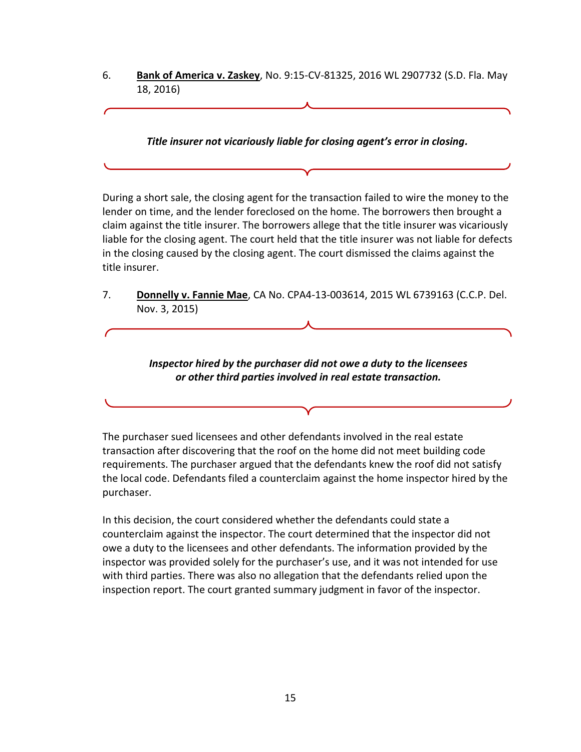6. **Bank of America v. Zaskey**, No. 9:15-CV-81325, 2016 WL 2907732 (S.D. Fla. May 18, 2016)

***Title insurer not vicariously liable for closing agent's error in closing.***

During a short sale, the closing agent for the transaction failed to wire the money to the lender on time, and the lender foreclosed on the home. The borrowers then brought a claim against the title insurer. The borrowers allege that the title insurer was vicariously liable for the closing agent. The court held that the title insurer was not liable for defects in the closing caused by the closing agent. The court dismissed the claims against the title insurer.

7. **Donnelly v. Fannie Mae**, CA No. CPA4-13-003614, 2015 WL 6739163 (C.C.P. Del. Nov. 3, 2015)

***Inspector hired by the purchaser did not owe a duty to the licensees or other third parties involved in real estate transaction.***

The purchaser sued licensees and other defendants involved in the real estate transaction after discovering that the roof on the home did not meet building code requirements. The purchaser argued that the defendants knew the roof did not satisfy the local code. Defendants filed a counterclaim against the home inspector hired by the purchaser.

In this decision, the court considered whether the defendants could state a counterclaim against the inspector. The court determined that the inspector did not owe a duty to the licensees and other defendants. The information provided by the inspector was provided solely for the purchaser's use, and it was not intended for use with third parties. There was also no allegation that the defendants relied upon the inspection report. The court granted summary judgment in favor of the inspector.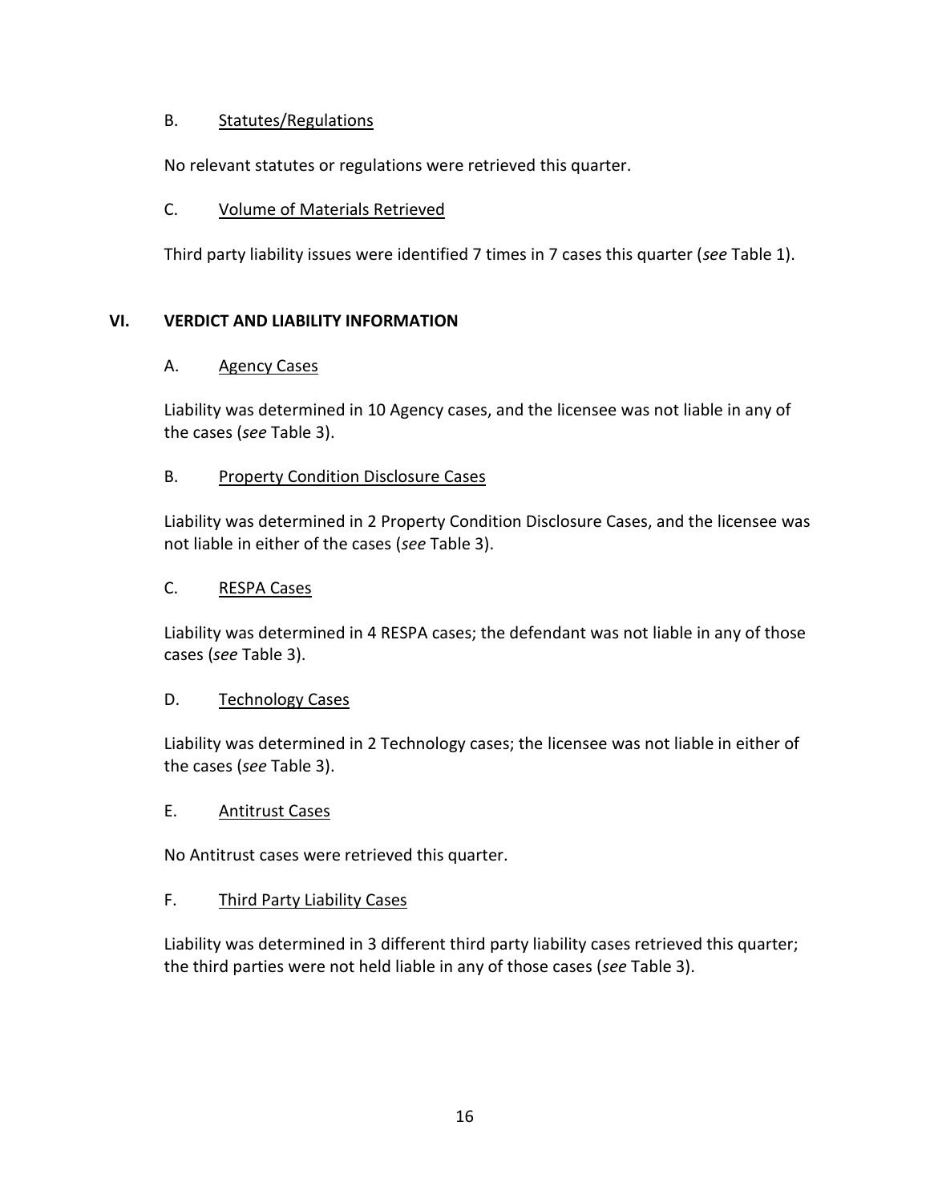### B. Statutes/Regulations

No relevant statutes or regulations were retrieved this quarter.

### C. Volume of Materials Retrieved

Third party liability issues were identified 7 times in 7 cases this quarter (*see* Table 1).

## VI. VERDICT AND LIABILITY INFORMATION

### A. Agency Cases

Liability was determined in 10 Agency cases, and the licensee was not liable in any of the cases (*see* Table 3).

### B. Property Condition Disclosure Cases

Liability was determined in 2 Property Condition Disclosure Cases, and the licensee was not liable in either of the cases (*see* Table 3).

### C. RESPA Cases

Liability was determined in 4 RESPA cases; the defendant was not liable in any of those cases (*see* Table 3).

### D. Technology Cases

Liability was determined in 2 Technology cases; the licensee was not liable in either of the cases (*see* Table 3).

### E. Antitrust Cases

No Antitrust cases were retrieved this quarter.

### F. Third Party Liability Cases

Liability was determined in 3 different third party liability cases retrieved this quarter; the third parties were not held liable in any of those cases (*see* Table 3).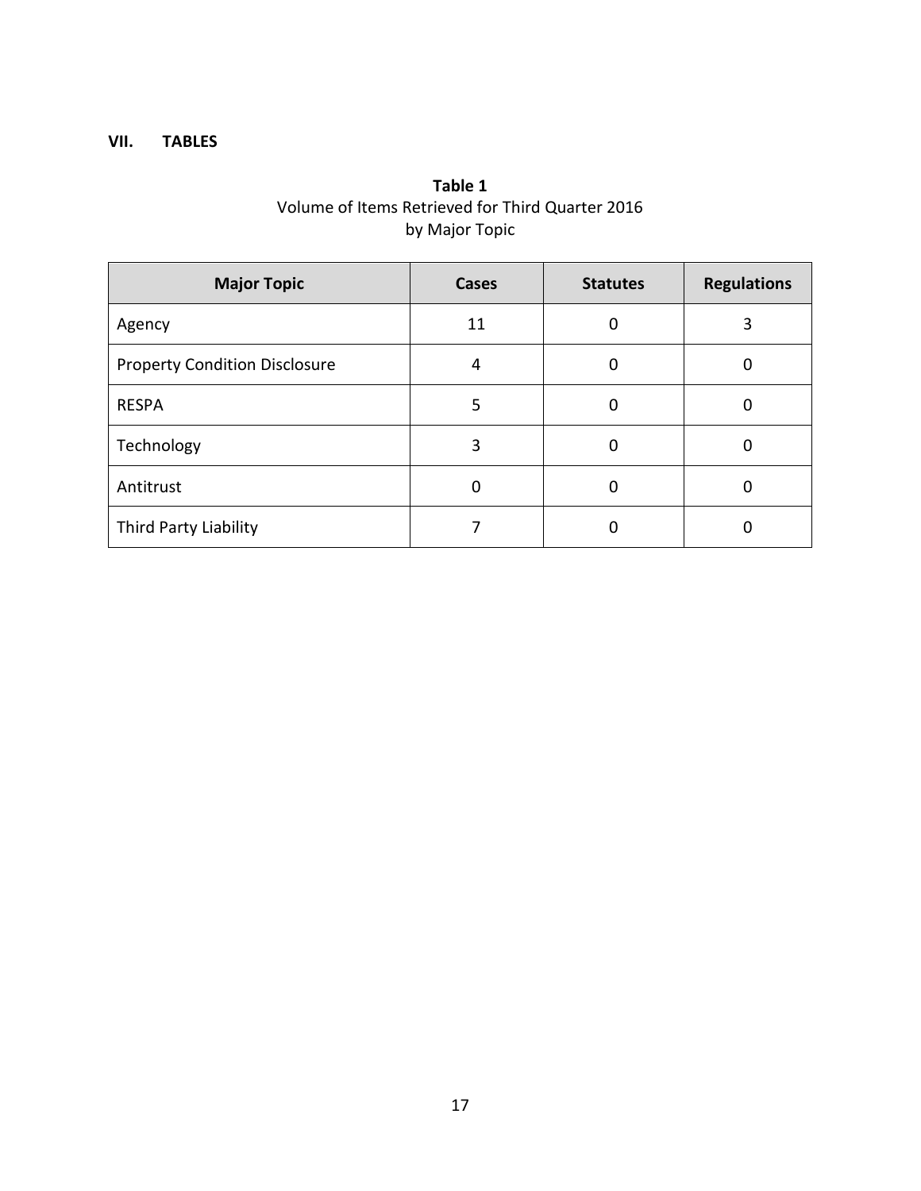## VII. TABLES

**Table 1**
Volume of Items Retrieved for Third Quarter 2016
by Major Topic

| Major Topic | Cases | Statutes | Regulations |
|---|---|---|---|
| Agency | 11 | 0 | 3 |
| Property Condition Disclosure | 4 | 0 | 0 |
| RESPA | 5 | 0 | 0 |
| Technology | 3 | 0 | 0 |
| Antitrust | 0 | 0 | 0 |
| Third Party Liability | 7 | 0 | 0 |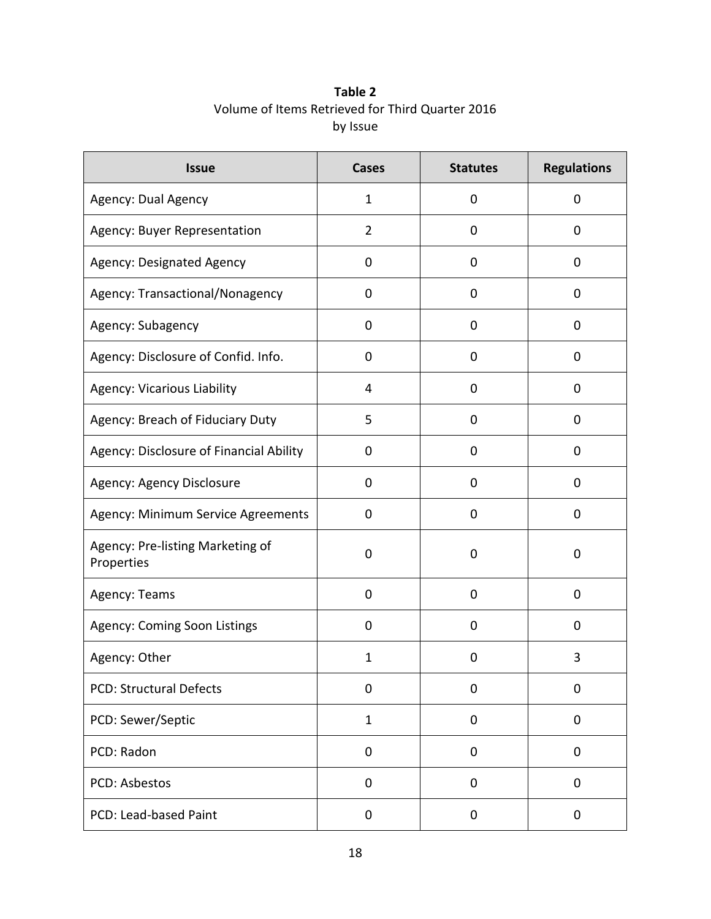**Table 2**
Volume of Items Retrieved for Third Quarter 2016
by Issue

| Issue | Cases | Statutes | Regulations |
| --- | --- | --- | --- |
| Agency: Dual Agency | 1 | 0 | 0 |
| Agency: Buyer Representation | 2 | 0 | 0 |
| Agency: Designated Agency | 0 | 0 | 0 |
| Agency: Transactional/Nonagency | 0 | 0 | 0 |
| Agency: Subagency | 0 | 0 | 0 |
| Agency: Disclosure of Confid. Info. | 0 | 0 | 0 |
| Agency: Vicarious Liability | 4 | 0 | 0 |
| Agency: Breach of Fiduciary Duty | 5 | 0 | 0 |
| Agency: Disclosure of Financial Ability | 0 | 0 | 0 |
| Agency: Agency Disclosure | 0 | 0 | 0 |
| Agency: Minimum Service Agreements | 0 | 0 | 0 |
| Agency: Pre-listing Marketing of Properties | 0 | 0 | 0 |
| Agency: Teams | 0 | 0 | 0 |
| Agency: Coming Soon Listings | 0 | 0 | 0 |
| Agency: Other | 1 | 0 | 3 |
| PCD: Structural Defects | 0 | 0 | 0 |
| PCD: Sewer/Septic | 1 | 0 | 0 |
| PCD: Radon | 0 | 0 | 0 |
| PCD: Asbestos | 0 | 0 | 0 |
| PCD: Lead-based Paint | 0 | 0 | 0 |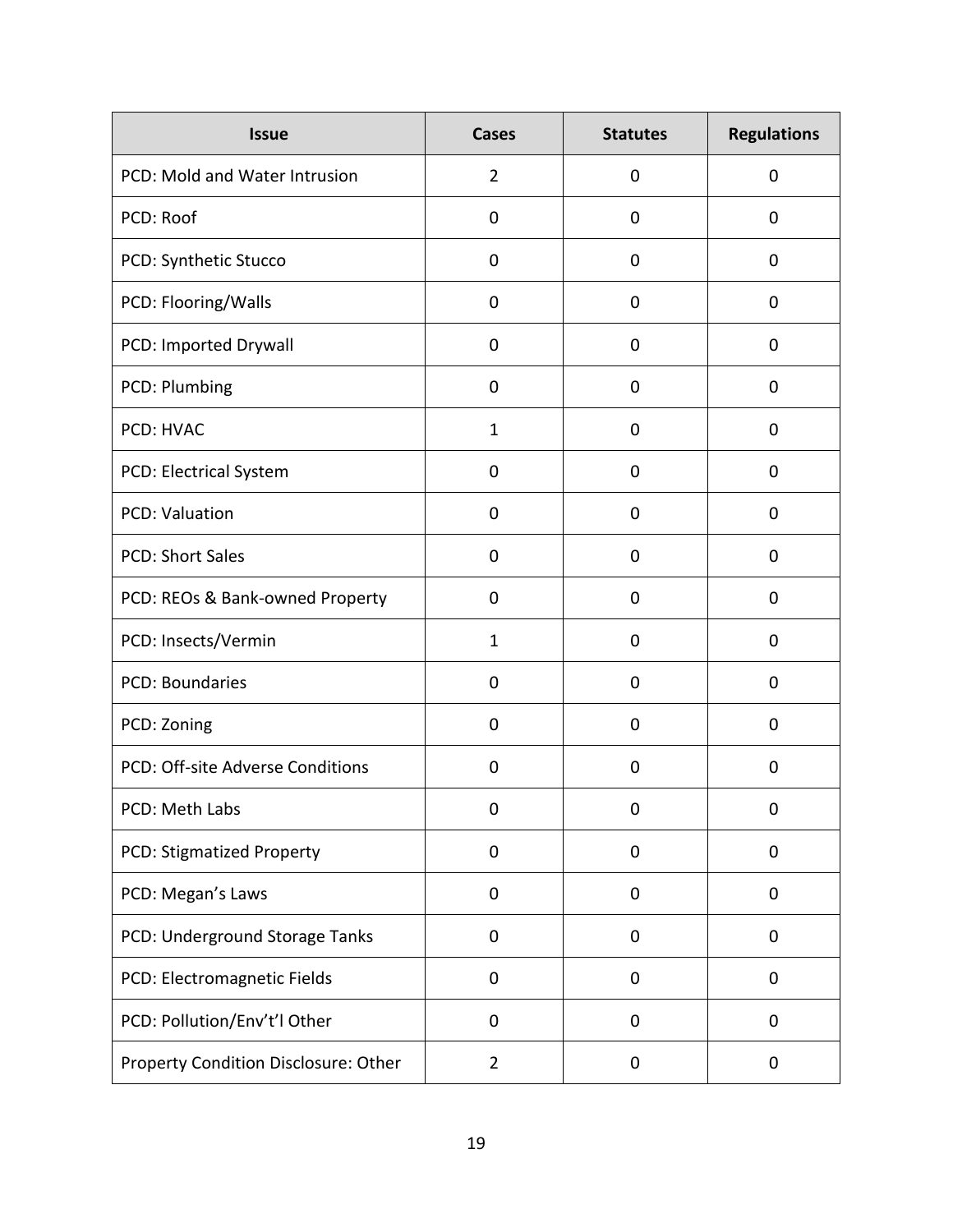| Issue | Cases | Statutes | Regulations |
| --- | --- | --- | --- |
| PCD: Mold and Water Intrusion | 2 | 0 | 0 |
| PCD: Roof | 0 | 0 | 0 |
| PCD: Synthetic Stucco | 0 | 0 | 0 |
| PCD: Flooring/Walls | 0 | 0 | 0 |
| PCD: Imported Drywall | 0 | 0 | 0 |
| PCD: Plumbing | 0 | 0 | 0 |
| PCD: HVAC | 1 | 0 | 0 |
| PCD: Electrical System | 0 | 0 | 0 |
| PCD: Valuation | 0 | 0 | 0 |
| PCD: Short Sales | 0 | 0 | 0 |
| PCD: REOs & Bank-owned Property | 0 | 0 | 0 |
| PCD: Insects/Vermin | 1 | 0 | 0 |
| PCD: Boundaries | 0 | 0 | 0 |
| PCD: Zoning | 0 | 0 | 0 |
| PCD: Off-site Adverse Conditions | 0 | 0 | 0 |
| PCD: Meth Labs | 0 | 0 | 0 |
| PCD: Stigmatized Property | 0 | 0 | 0 |
| PCD: Megan's Laws | 0 | 0 | 0 |
| PCD: Underground Storage Tanks | 0 | 0 | 0 |
| PCD: Electromagnetic Fields | 0 | 0 | 0 |
| PCD: Pollution/Env't'l Other | 0 | 0 | 0 |
| Property Condition Disclosure: Other | 2 | 0 | 0 |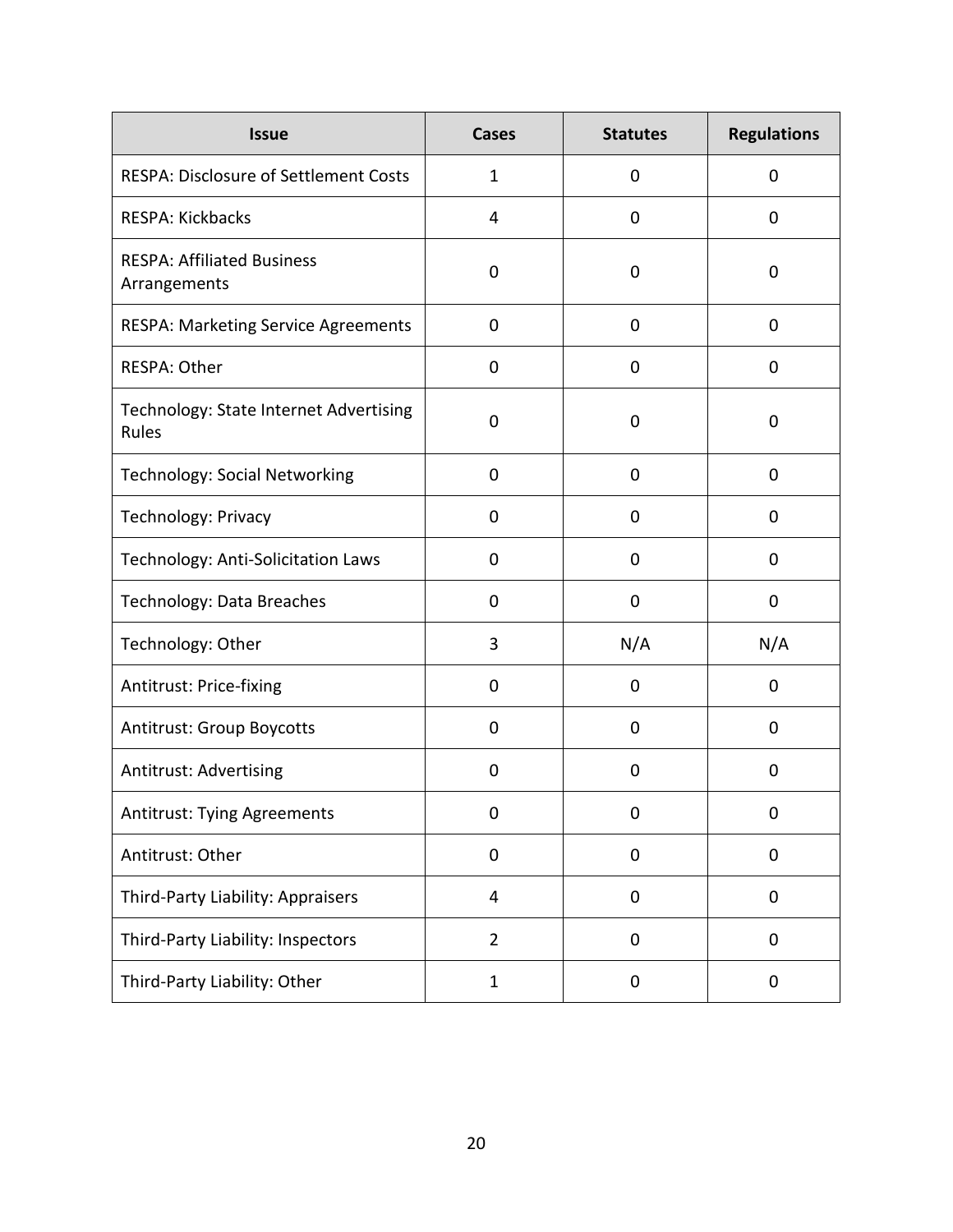| Issue | Cases | Statutes | Regulations |
|---|---|---|---|
| RESPA: Disclosure of Settlement Costs | 1 | 0 | 0 |
| RESPA: Kickbacks | 4 | 0 | 0 |
| RESPA: Affiliated Business Arrangements | 0 | 0 | 0 |
| RESPA: Marketing Service Agreements | 0 | 0 | 0 |
| RESPA: Other | 0 | 0 | 0 |
| Technology: State Internet Advertising Rules | 0 | 0 | 0 |
| Technology: Social Networking | 0 | 0 | 0 |
| Technology: Privacy | 0 | 0 | 0 |
| Technology: Anti-Solicitation Laws | 0 | 0 | 0 |
| Technology: Data Breaches | 0 | 0 | 0 |
| Technology: Other | 3 | N/A | N/A |
| Antitrust: Price-fixing | 0 | 0 | 0 |
| Antitrust: Group Boycotts | 0 | 0 | 0 |
| Antitrust: Advertising | 0 | 0 | 0 |
| Antitrust: Tying Agreements | 0 | 0 | 0 |
| Antitrust: Other | 0 | 0 | 0 |
| Third-Party Liability: Appraisers | 4 | 0 | 0 |
| Third-Party Liability: Inspectors | 2 | 0 | 0 |
| Third-Party Liability: Other | 1 | 0 | 0 |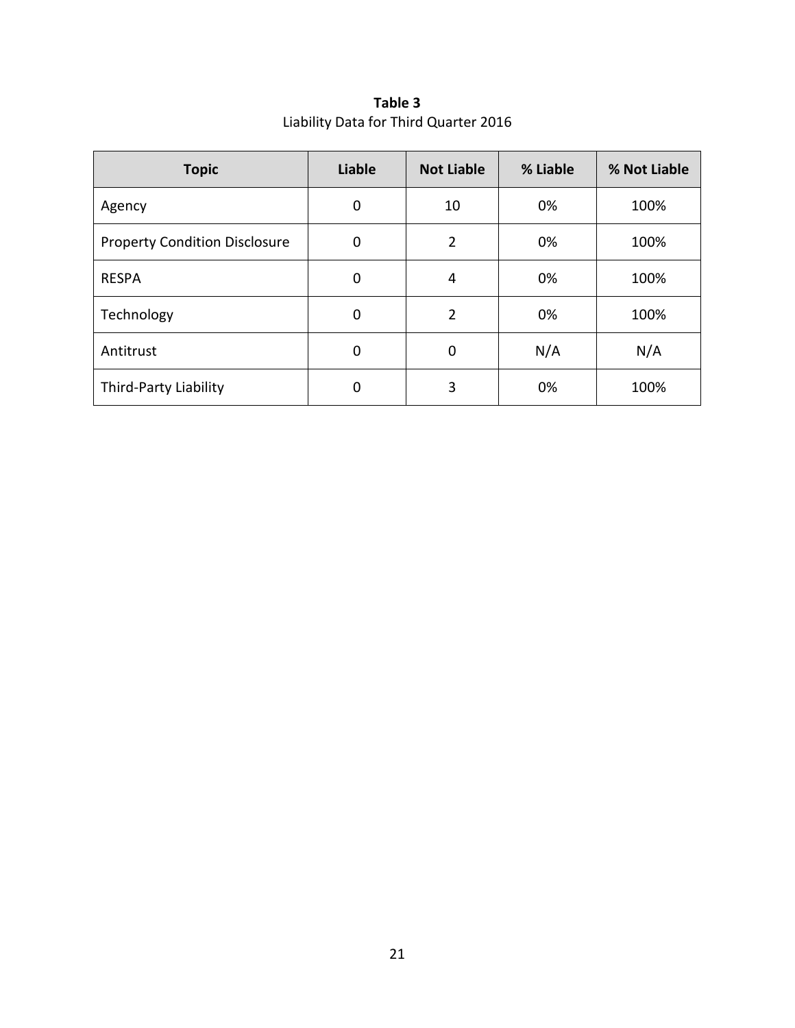**Table 3**

Liability Data for Third Quarter 2016

| Topic | Liable | Not Liable | % Liable | % Not Liable |
|---|---|---|---|---|
| Agency | 0 | 10 | 0% | 100% |
| Property Condition Disclosure | 0 | 2 | 0% | 100% |
| RESPA | 0 | 4 | 0% | 100% |
| Technology | 0 | 2 | 0% | 100% |
| Antitrust | 0 | 0 | N/A | N/A |
| Third-Party Liability | 0 | 3 | 0% | 100% |